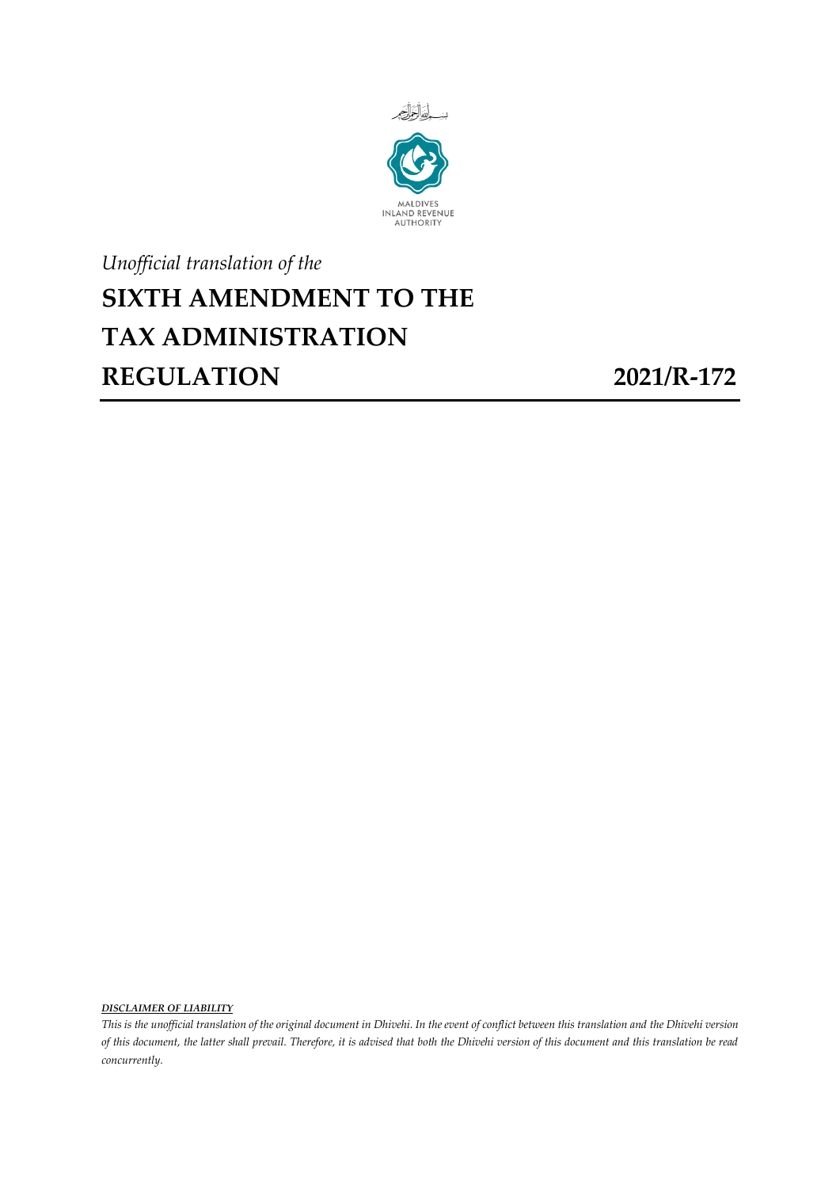بسم الله الرحمن الرحيم

MALDIVES
INLAND REVENUE
AUTHORITY

*Unofficial translation of the*

# SIXTH AMENDMENT TO THE TAX ADMINISTRATION REGULATION 2021/R-172

***DISCLAIMER OF LIABILITY***

*This is the unofficial translation of the original document in Dhivehi. In the event of conflict between this translation and the Dhivehi version of this document, the latter shall prevail. Therefore, it is advised that both the Dhivehi version of this document and this translation be read concurrently.*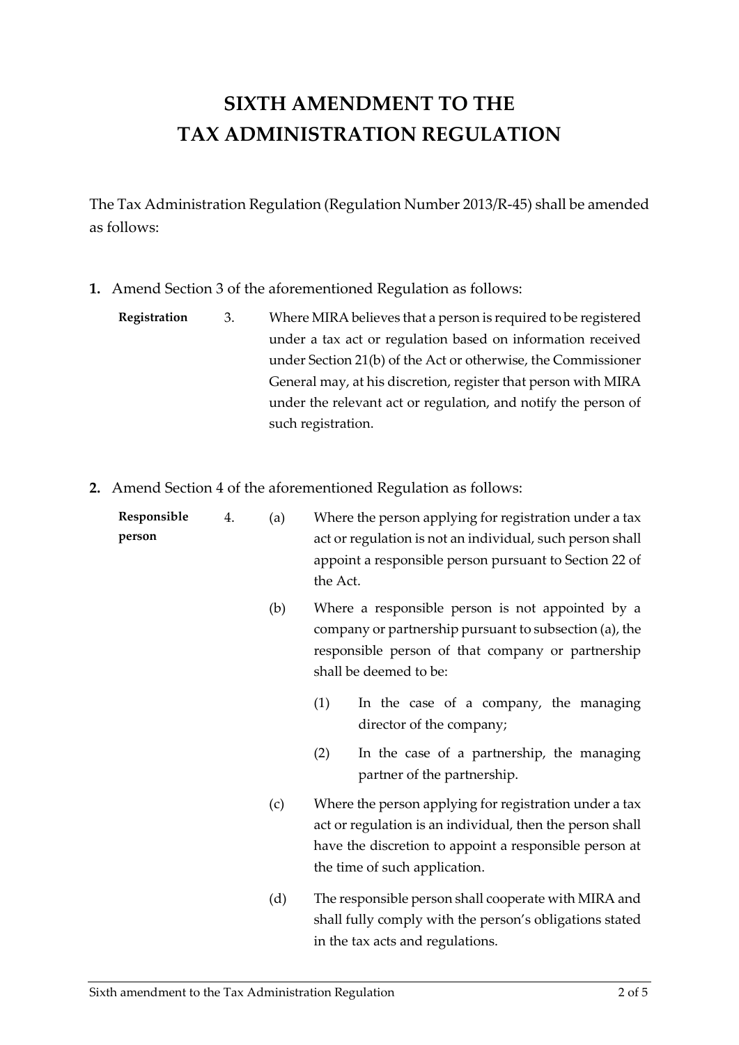# SIXTH AMENDMENT TO THE TAX ADMINISTRATION REGULATION

The Tax Administration Regulation (Regulation Number 2013/R-45) shall be amended as follows:

**1.** Amend Section 3 of the aforementioned Regulation as follows:

**Registration**

3. Where MIRA believes that a person is required to be registered under a tax act or regulation based on information received under Section 21(b) of the Act or otherwise, the Commissioner General may, at his discretion, register that person with MIRA under the relevant act or regulation, and notify the person of such registration.

**2.** Amend Section 4 of the aforementioned Regulation as follows:

**Responsible person**

4. (a) Where the person applying for registration under a tax act or regulation is not an individual, such person shall appoint a responsible person pursuant to Section 22 of the Act.

(b) Where a responsible person is not appointed by a company or partnership pursuant to subsection (a), the responsible person of that company or partnership shall be deemed to be:

(1) In the case of a company, the managing director of the company;

(2) In the case of a partnership, the managing partner of the partnership.

(c) Where the person applying for registration under a tax act or regulation is an individual, then the person shall have the discretion to appoint a responsible person at the time of such application.

(d) The responsible person shall cooperate with MIRA and shall fully comply with the person's obligations stated in the tax acts and regulations.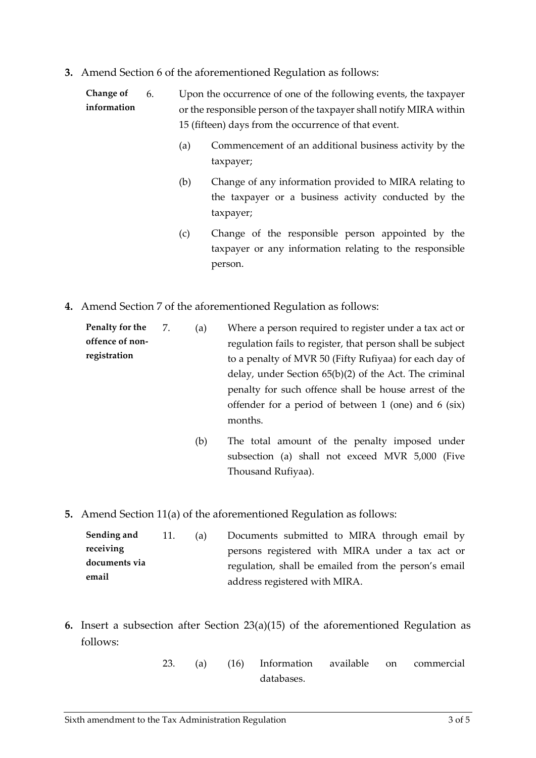**3.** Amend Section 6 of the aforementioned Regulation as follows:

**Change of information**

6. Upon the occurrence of one of the following events, the taxpayer or the responsible person of the taxpayer shall notify MIRA within 15 (fifteen) days from the occurrence of that event.

   (a) Commencement of an additional business activity by the taxpayer;

   (b) Change of any information provided to MIRA relating to the taxpayer or a business activity conducted by the taxpayer;

   (c) Change of the responsible person appointed by the taxpayer or any information relating to the responsible person.

**4.** Amend Section 7 of the aforementioned Regulation as follows:

**Penalty for the offence of non-registration**

7. (a) Where a person required to register under a tax act or regulation fails to register, that person shall be subject to a penalty of MVR 50 (Fifty Rufiyaa) for each day of delay, under Section 65(b)(2) of the Act. The criminal penalty for such offence shall be house arrest of the offender for a period of between 1 (one) and 6 (six) months.

   (b) The total amount of the penalty imposed under subsection (a) shall not exceed MVR 5,000 (Five Thousand Rufiyaa).

**5.** Amend Section 11(a) of the aforementioned Regulation as follows:

**Sending and receiving documents via email**

11. (a) Documents submitted to MIRA through email by persons registered with MIRA under a tax act or regulation, shall be emailed from the person's email address registered with MIRA.

**6.** Insert a subsection after Section 23(a)(15) of the aforementioned Regulation as follows:

23. (a) (16) Information available on commercial databases.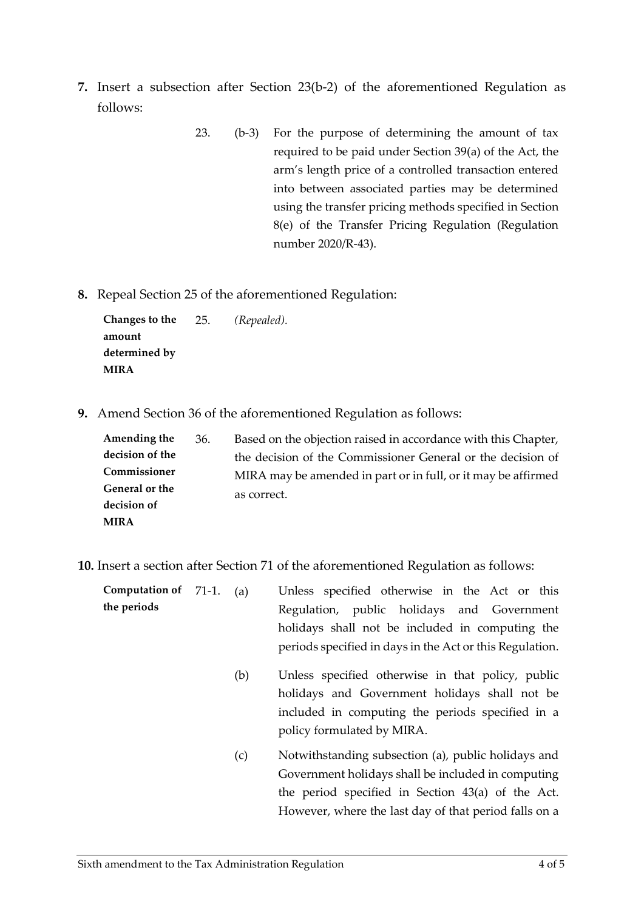**7.** Insert a subsection after Section 23(b-2) of the aforementioned Regulation as follows:

> 23. (b-3) For the purpose of determining the amount of tax required to be paid under Section 39(a) of the Act, the arm's length price of a controlled transaction entered into between associated parties may be determined using the transfer pricing methods specified in Section 8(e) of the Transfer Pricing Regulation (Regulation number 2020/R-43).

**8.** Repeal Section 25 of the aforementioned Regulation:

> **Changes to the amount determined by MIRA**
>
> 25. *(Repealed).*

**9.** Amend Section 36 of the aforementioned Regulation as follows:

> **Amending the decision of the Commissioner General or the decision of MIRA**
>
> 36. Based on the objection raised in accordance with this Chapter, the decision of the Commissioner General or the decision of MIRA may be amended in part or in full, or it may be affirmed as correct.

**10.** Insert a section after Section 71 of the aforementioned Regulation as follows:

> **Computation of the periods**
>
> 71-1. (a) Unless specified otherwise in the Act or this Regulation, public holidays and Government holidays shall not be included in computing the periods specified in days in the Act or this Regulation.
>
> (b) Unless specified otherwise in that policy, public holidays and Government holidays shall not be included in computing the periods specified in a policy formulated by MIRA.
>
> (c) Notwithstanding subsection (a), public holidays and Government holidays shall be included in computing the period specified in Section 43(a) of the Act. However, where the last day of that period falls on a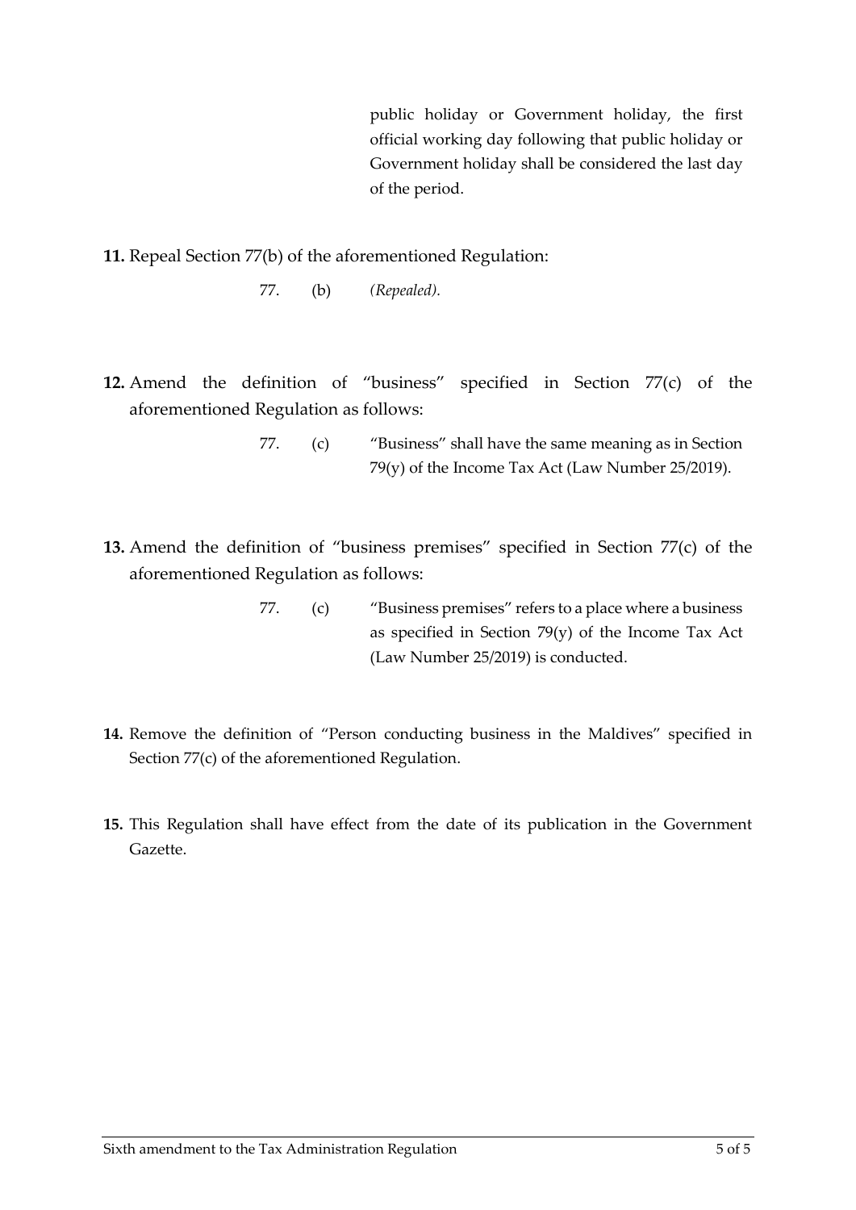public holiday or Government holiday, the first official working day following that public holiday or Government holiday shall be considered the last day of the period.

**11.** Repeal Section 77(b) of the aforementioned Regulation:

> 77. (b) *(Repealed).*

**12.** Amend the definition of "business" specified in Section 77(c) of the aforementioned Regulation as follows:

> 77. (c) "Business" shall have the same meaning as in Section 79(y) of the Income Tax Act (Law Number 25/2019).

**13.** Amend the definition of "business premises" specified in Section 77(c) of the aforementioned Regulation as follows:

> 77. (c) "Business premises" refers to a place where a business as specified in Section 79(y) of the Income Tax Act (Law Number 25/2019) is conducted.

**14.** Remove the definition of "Person conducting business in the Maldives" specified in Section 77(c) of the aforementioned Regulation.

**15.** This Regulation shall have effect from the date of its publication in the Government Gazette.